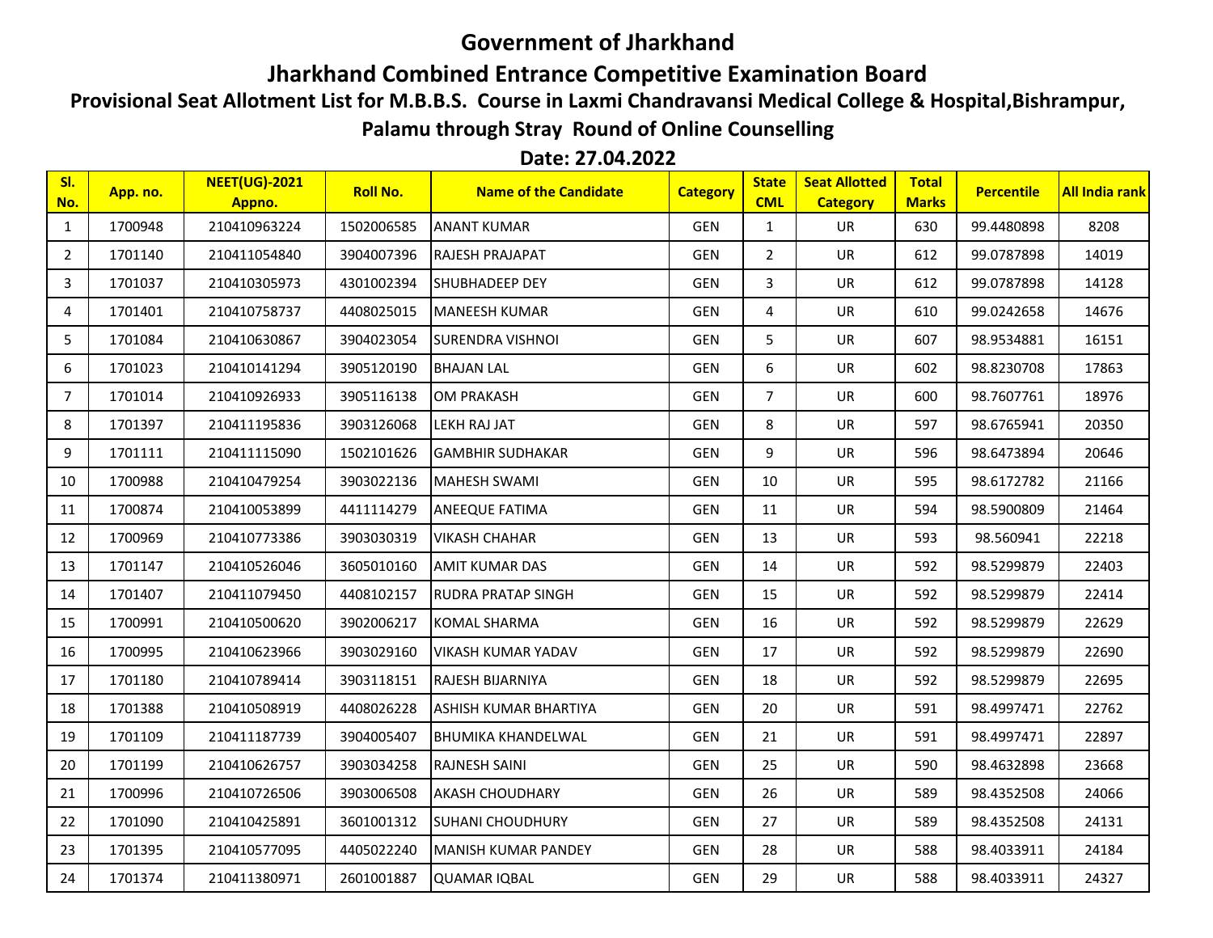# Government of Jharkhand

## Jharkhand Combined Entrance Competitive Examination Board

### Provisional Seat Allotment List for M.B.B.S. Course in Laxmi Chandravansi Medical College & Hospital,Bishrampur, Palamu through Stray Round of Online Counselling

### Date: 27.04.2022

| Sl. No. | App. no. | NEET(UG)-2021 Appno. | Roll No. | Name of the Candidate | Category | State CML | Seat Allotted Category | Total Marks | Percentile | All India rank |
|---|---|---|---|---|---|---|---|---|---|---|
| 1 | 1700948 | 210410963224 | 1502006585 | ANANT KUMAR | GEN | 1 | UR | 630 | 99.4480898 | 8208 |
| 2 | 1701140 | 210411054840 | 3904007396 | RAJESH PRAJAPAT | GEN | 2 | UR | 612 | 99.0787898 | 14019 |
| 3 | 1701037 | 210410305973 | 4301002394 | SHUBHADEEP DEY | GEN | 3 | UR | 612 | 99.0787898 | 14128 |
| 4 | 1701401 | 210410758737 | 4408025015 | MANEESH KUMAR | GEN | 4 | UR | 610 | 99.0242658 | 14676 |
| 5 | 1701084 | 210410630867 | 3904023054 | SURENDRA VISHNOI | GEN | 5 | UR | 607 | 98.9534881 | 16151 |
| 6 | 1701023 | 210410141294 | 3905120190 | BHAJAN LAL | GEN | 6 | UR | 602 | 98.8230708 | 17863 |
| 7 | 1701014 | 210410926933 | 3905116138 | OM PRAKASH | GEN | 7 | UR | 600 | 98.7607761 | 18976 |
| 8 | 1701397 | 210411195836 | 3903126068 | LEKH RAJ JAT | GEN | 8 | UR | 597 | 98.6765941 | 20350 |
| 9 | 1701111 | 210411115090 | 1502101626 | GAMBHIR SUDHAKAR | GEN | 9 | UR | 596 | 98.6473894 | 20646 |
| 10 | 1700988 | 210410479254 | 3903022136 | MAHESH SWAMI | GEN | 10 | UR | 595 | 98.6172782 | 21166 |
| 11 | 1700874 | 210410053899 | 4411114279 | ANEEQUE FATIMA | GEN | 11 | UR | 594 | 98.5900809 | 21464 |
| 12 | 1700969 | 210410773386 | 3903030319 | VIKASH CHAHAR | GEN | 13 | UR | 593 | 98.560941 | 22218 |
| 13 | 1701147 | 210410526046 | 3605010160 | AMIT KUMAR DAS | GEN | 14 | UR | 592 | 98.5299879 | 22403 |
| 14 | 1701407 | 210411079450 | 4408102157 | RUDRA PRATAP SINGH | GEN | 15 | UR | 592 | 98.5299879 | 22414 |
| 15 | 1700991 | 210410500620 | 3902006217 | KOMAL SHARMA | GEN | 16 | UR | 592 | 98.5299879 | 22629 |
| 16 | 1700995 | 210410623966 | 3903029160 | VIKASH KUMAR YADAV | GEN | 17 | UR | 592 | 98.5299879 | 22690 |
| 17 | 1701180 | 210410789414 | 3903118151 | RAJESH BIJARNIYA | GEN | 18 | UR | 592 | 98.5299879 | 22695 |
| 18 | 1701388 | 210410508919 | 4408026228 | ASHISH KUMAR BHARTIYA | GEN | 20 | UR | 591 | 98.4997471 | 22762 |
| 19 | 1701109 | 210411187739 | 3904005407 | BHUMIKA KHANDELWAL | GEN | 21 | UR | 591 | 98.4997471 | 22897 |
| 20 | 1701199 | 210410626757 | 3903034258 | RAJNESH SAINI | GEN | 25 | UR | 590 | 98.4632898 | 23668 |
| 21 | 1700996 | 210410726506 | 3903006508 | AKASH CHOUDHARY | GEN | 26 | UR | 589 | 98.4352508 | 24066 |
| 22 | 1701090 | 210410425891 | 3601001312 | SUHANI CHOUDHURY | GEN | 27 | UR | 589 | 98.4352508 | 24131 |
| 23 | 1701395 | 210410577095 | 4405022240 | MANISH KUMAR PANDEY | GEN | 28 | UR | 588 | 98.4033911 | 24184 |
| 24 | 1701374 | 210411380971 | 2601001887 | QUAMAR IQBAL | GEN | 29 | UR | 588 | 98.4033911 | 24327 |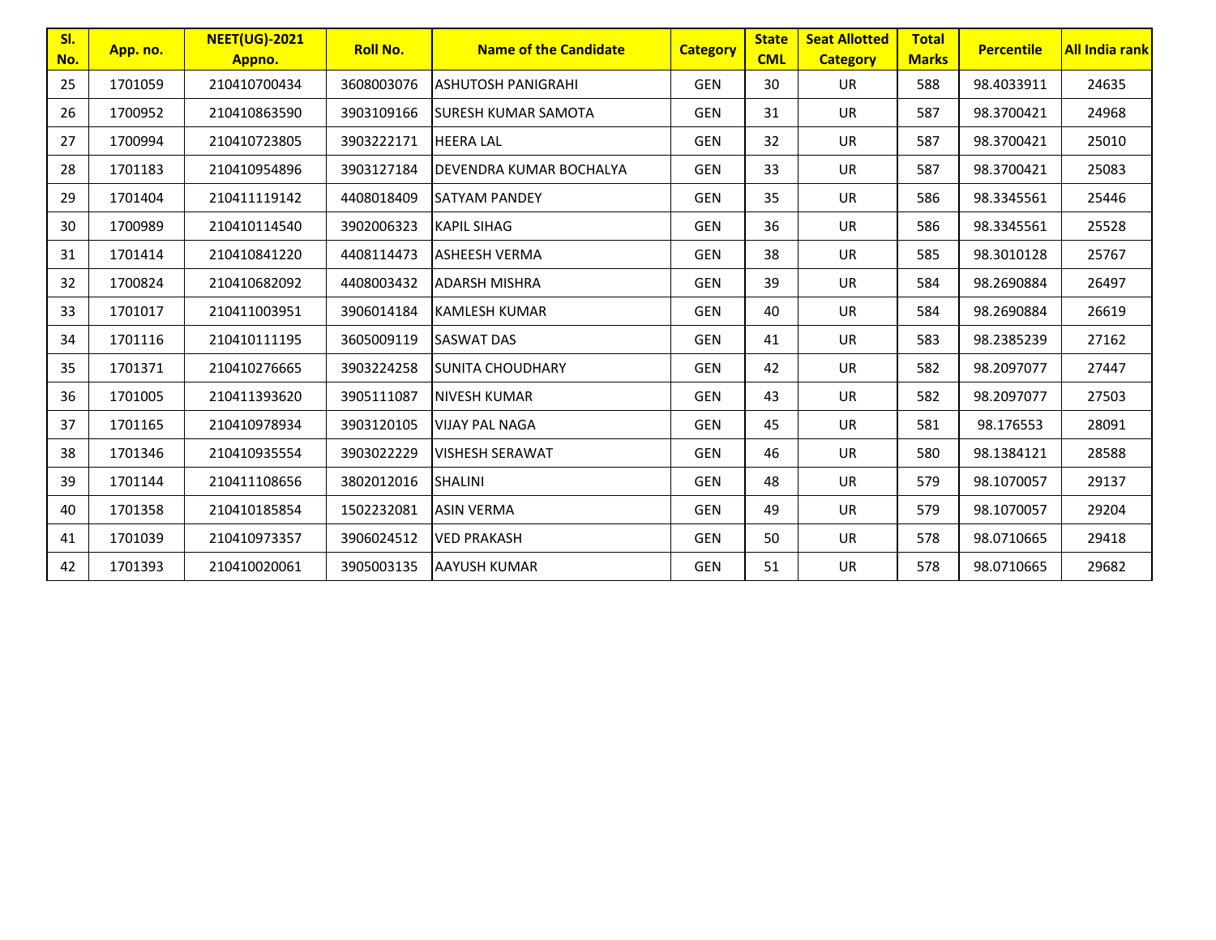| Sl. No. | App. no. | NEET(UG)-2021 Appno. | Roll No. | Name of the Candidate | Category | State CML | Seat Allotted Category | Total Marks | Percentile | All India rank |
|---|---|---|---|---|---|---|---|---|---|---|
| 25 | 1701059 | 210410700434 | 3608003076 | ASHUTOSH PANIGRAHI | GEN | 30 | UR | 588 | 98.4033911 | 24635 |
| 26 | 1700952 | 210410863590 | 3903109166 | SURESH KUMAR SAMOTA | GEN | 31 | UR | 587 | 98.3700421 | 24968 |
| 27 | 1700994 | 210410723805 | 3903222171 | HEERA LAL | GEN | 32 | UR | 587 | 98.3700421 | 25010 |
| 28 | 1701183 | 210410954896 | 3903127184 | DEVENDRA KUMAR BOCHALYA | GEN | 33 | UR | 587 | 98.3700421 | 25083 |
| 29 | 1701404 | 210411119142 | 4408018409 | SATYAM PANDEY | GEN | 35 | UR | 586 | 98.3345561 | 25446 |
| 30 | 1700989 | 210410114540 | 3902006323 | KAPIL SIHAG | GEN | 36 | UR | 586 | 98.3345561 | 25528 |
| 31 | 1701414 | 210410841220 | 4408114473 | ASHEESH VERMA | GEN | 38 | UR | 585 | 98.3010128 | 25767 |
| 32 | 1700824 | 210410682092 | 4408003432 | ADARSH MISHRA | GEN | 39 | UR | 584 | 98.2690884 | 26497 |
| 33 | 1701017 | 210411003951 | 3906014184 | KAMLESH KUMAR | GEN | 40 | UR | 584 | 98.2690884 | 26619 |
| 34 | 1701116 | 210410111195 | 3605009119 | SASWAT DAS | GEN | 41 | UR | 583 | 98.2385239 | 27162 |
| 35 | 1701371 | 210410276665 | 3903224258 | SUNITA CHOUDHARY | GEN | 42 | UR | 582 | 98.2097077 | 27447 |
| 36 | 1701005 | 210411393620 | 3905111087 | NIVESH KUMAR | GEN | 43 | UR | 582 | 98.2097077 | 27503 |
| 37 | 1701165 | 210410978934 | 3903120105 | VIJAY PAL NAGA | GEN | 45 | UR | 581 | 98.176553 | 28091 |
| 38 | 1701346 | 210410935554 | 3903022229 | VISHESH SERAWAT | GEN | 46 | UR | 580 | 98.1384121 | 28588 |
| 39 | 1701144 | 210411108656 | 3802012016 | SHALINI | GEN | 48 | UR | 579 | 98.1070057 | 29137 |
| 40 | 1701358 | 210410185854 | 1502232081 | ASIN VERMA | GEN | 49 | UR | 579 | 98.1070057 | 29204 |
| 41 | 1701039 | 210410973357 | 3906024512 | VED PRAKASH | GEN | 50 | UR | 578 | 98.0710665 | 29418 |
| 42 | 1701393 | 210410020061 | 3905003135 | AAYUSH KUMAR | GEN | 51 | UR | 578 | 98.0710665 | 29682 |